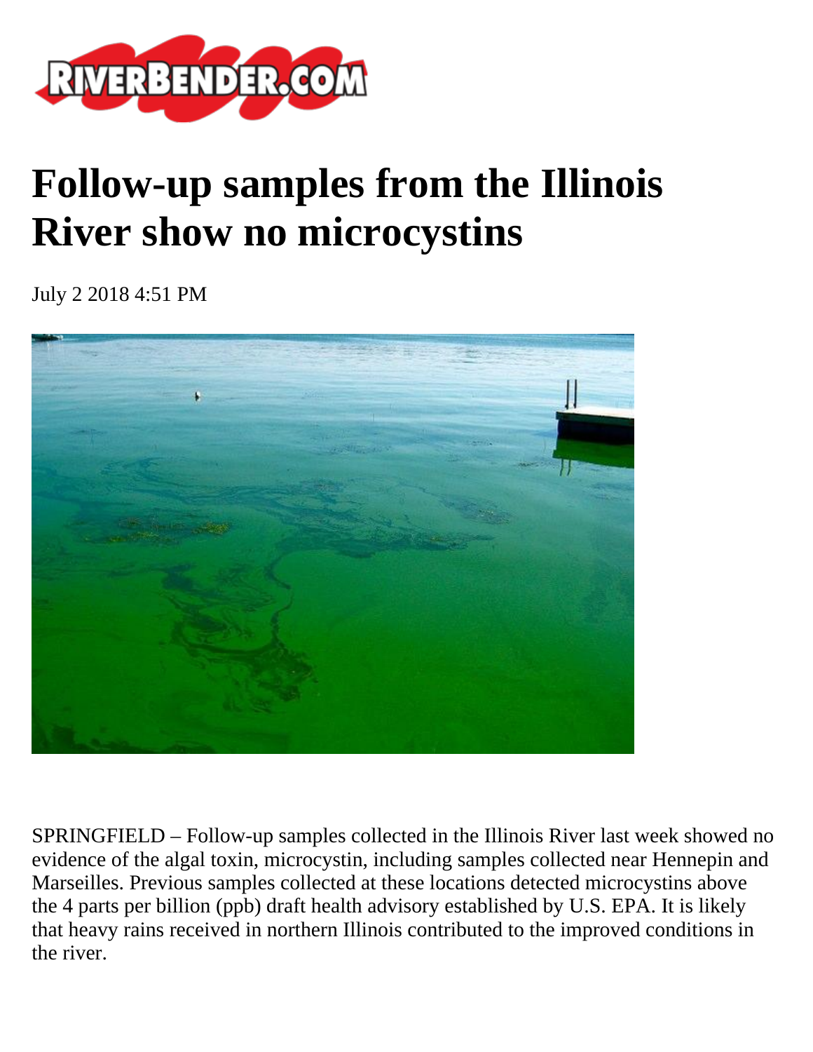RIVERBENDER.COM

# Follow-up samples from the Illinois River show no microcystins

July 2 2018 4:51 PM

SPRINGFIELD – Follow-up samples collected in the Illinois River last week showed no evidence of the algal toxin, microcystin, including samples collected near Hennepin and Marseilles. Previous samples collected at these locations detected microcystins above the 4 parts per billion (ppb) draft health advisory established by U.S. EPA. It is likely that heavy rains received in northern Illinois contributed to the improved conditions in the river.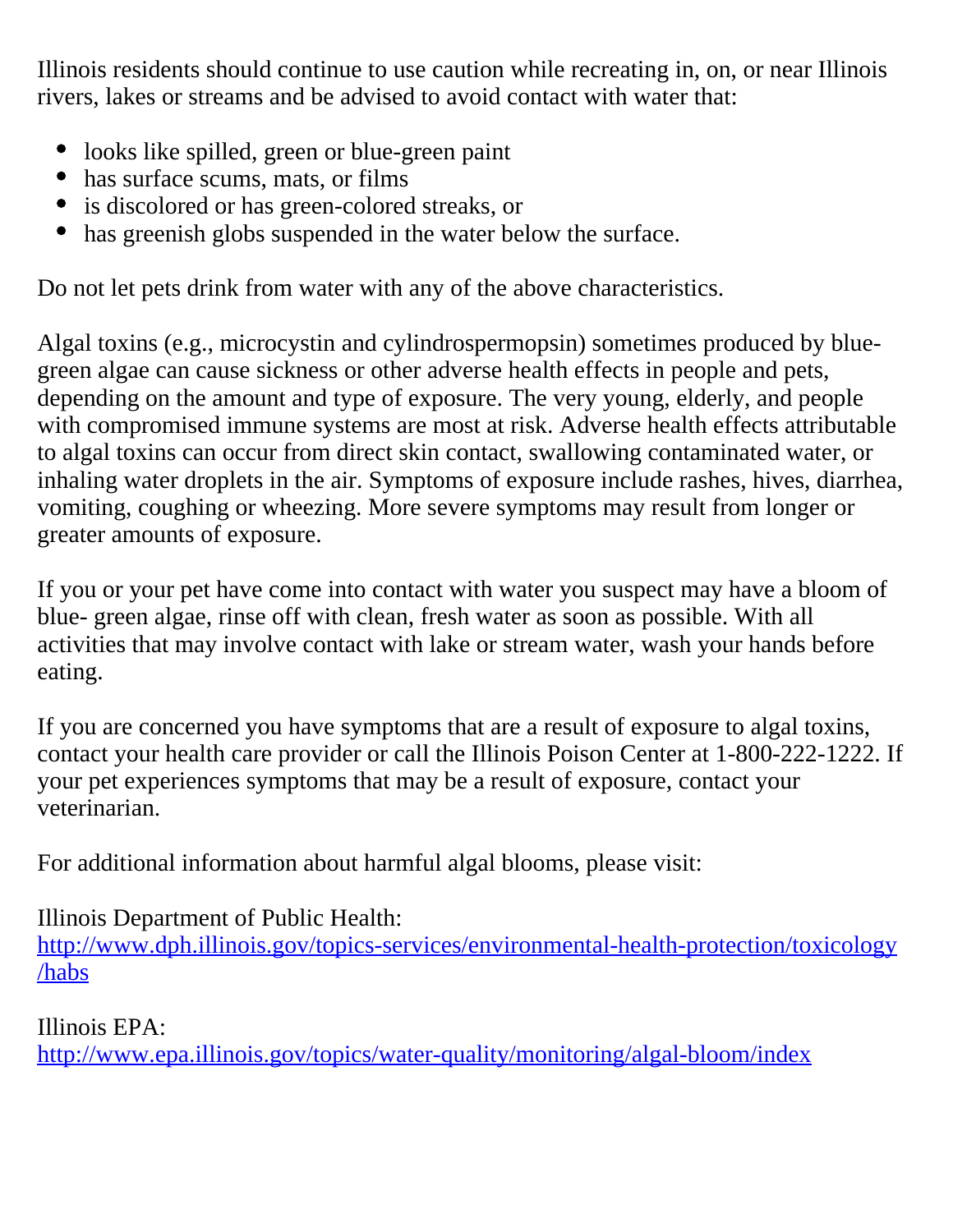Illinois residents should continue to use caution while recreating in, on, or near Illinois rivers, lakes or streams and be advised to avoid contact with water that:

- looks like spilled, green or blue-green paint
- has surface scums, mats, or films
- is discolored or has green-colored streaks, or
- has greenish globs suspended in the water below the surface.

Do not let pets drink from water with any of the above characteristics.

Algal toxins (e.g., microcystin and cylindrospermopsin) sometimes produced by blue-green algae can cause sickness or other adverse health effects in people and pets, depending on the amount and type of exposure. The very young, elderly, and people with compromised immune systems are most at risk. Adverse health effects attributable to algal toxins can occur from direct skin contact, swallowing contaminated water, or inhaling water droplets in the air. Symptoms of exposure include rashes, hives, diarrhea, vomiting, coughing or wheezing. More severe symptoms may result from longer or greater amounts of exposure.

If you or your pet have come into contact with water you suspect may have a bloom of blue- green algae, rinse off with clean, fresh water as soon as possible. With all activities that may involve contact with lake or stream water, wash your hands before eating.

If you are concerned you have symptoms that are a result of exposure to algal toxins, contact your health care provider or call the Illinois Poison Center at 1-800-222-1222. If your pet experiences symptoms that may be a result of exposure, contact your veterinarian.

For additional information about harmful algal blooms, please visit:

Illinois Department of Public Health:
[http://www.dph.illinois.gov/topics-services/environmental-health-protection/toxicology/habs](http://www.dph.illinois.gov/topics-services/environmental-health-protection/toxicology/habs)

Illinois EPA:
[http://www.epa.illinois.gov/topics/water-quality/monitoring/algal-bloom/index](http://www.epa.illinois.gov/topics/water-quality/monitoring/algal-bloom/index)